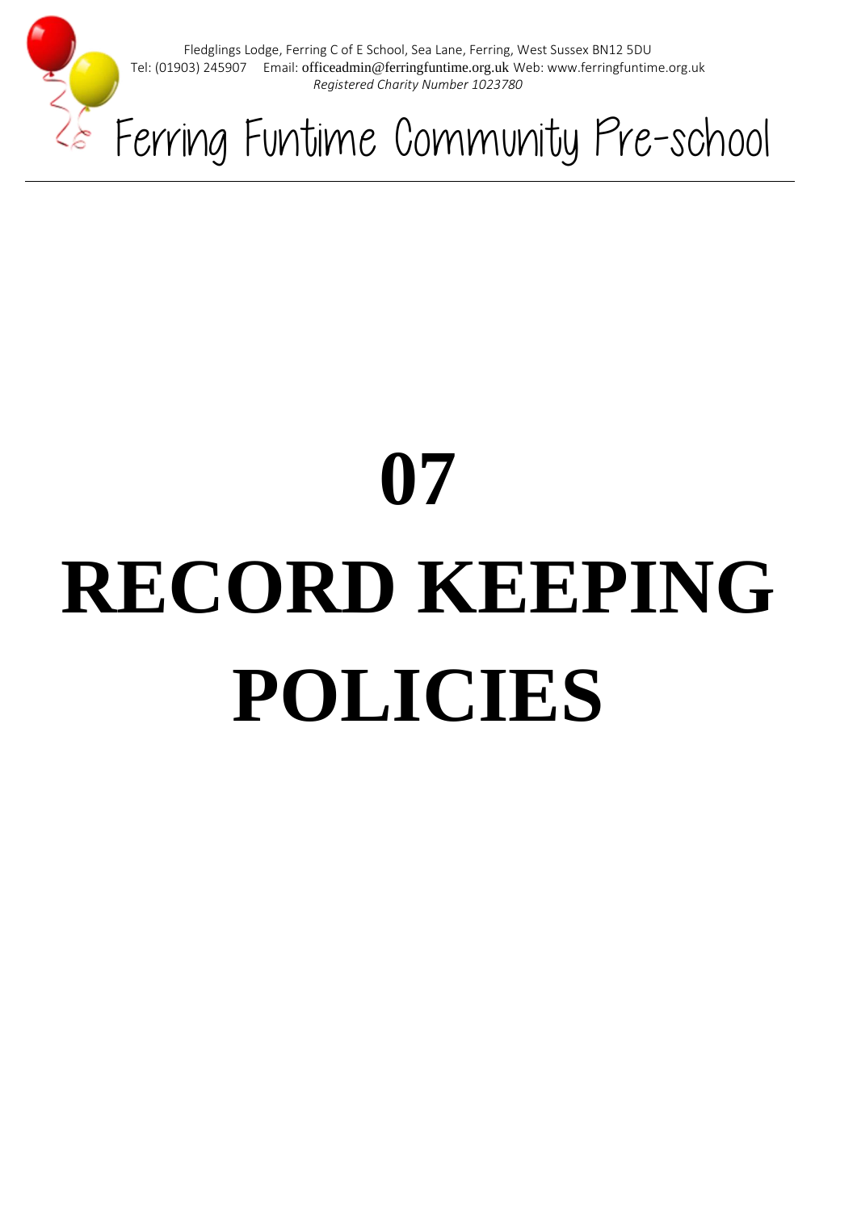Fledglings Lodge, Ferring C of E School, Sea Lane, Ferring, West Sussex BN12 5DU
Tel: (01903) 245907 Email: officeadmin@ferringfuntime.org.uk Web: www.ferringfuntime.org.uk
*Registered Charity Number 1023780*

# Ferring Funtime Community Pre-school

---

# 07

# RECORD KEEPING POLICIES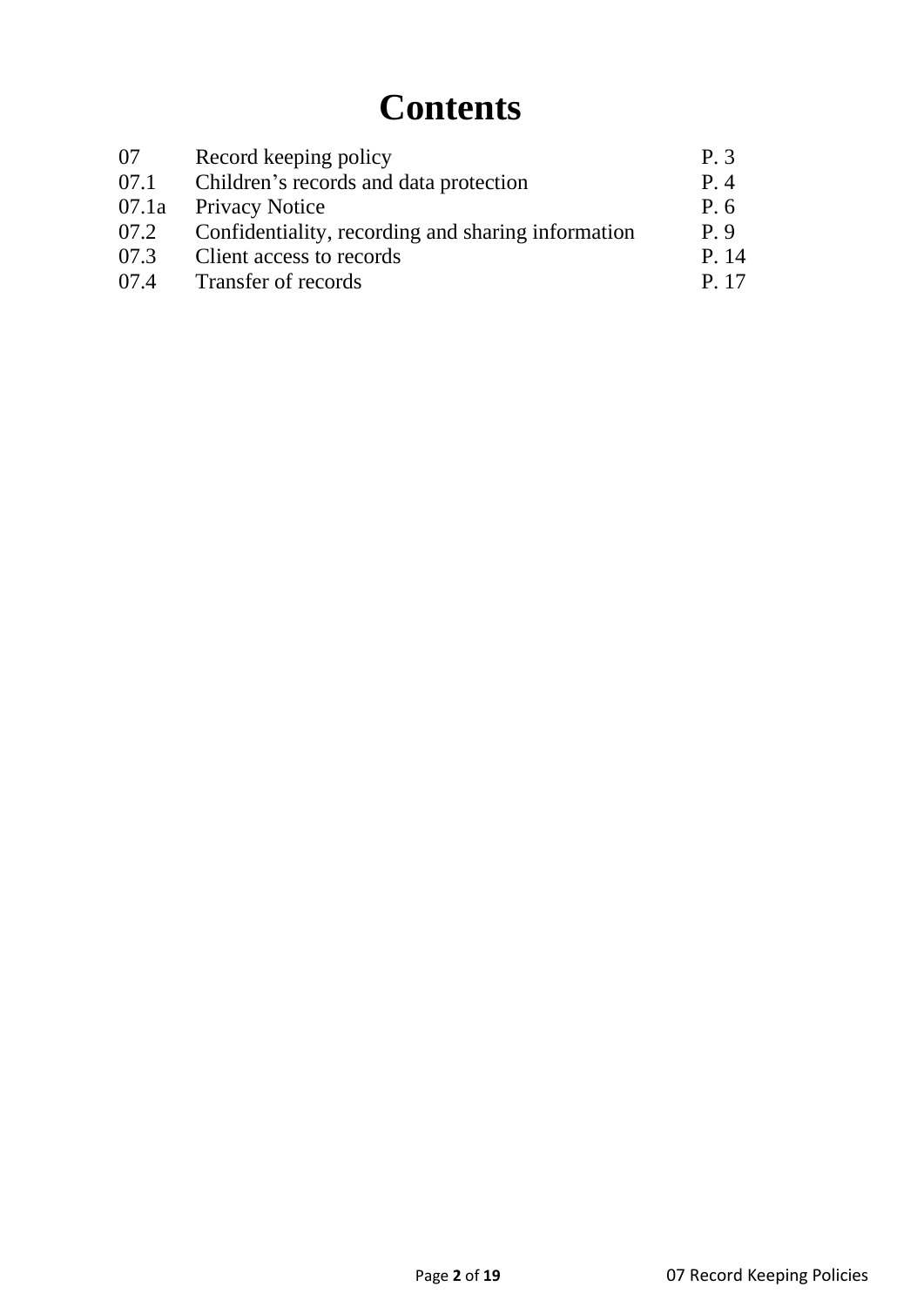# Contents

| | | |
|---|---|---|
| 07 | Record keeping policy | P. 3 |
| 07.1 | Children's records and data protection | P. 4 |
| 07.1a | Privacy Notice | P. 6 |
| 07.2 | Confidentiality, recording and sharing information | P. 9 |
| 07.3 | Client access to records | P. 14 |
| 07.4 | Transfer of records | P. 17 |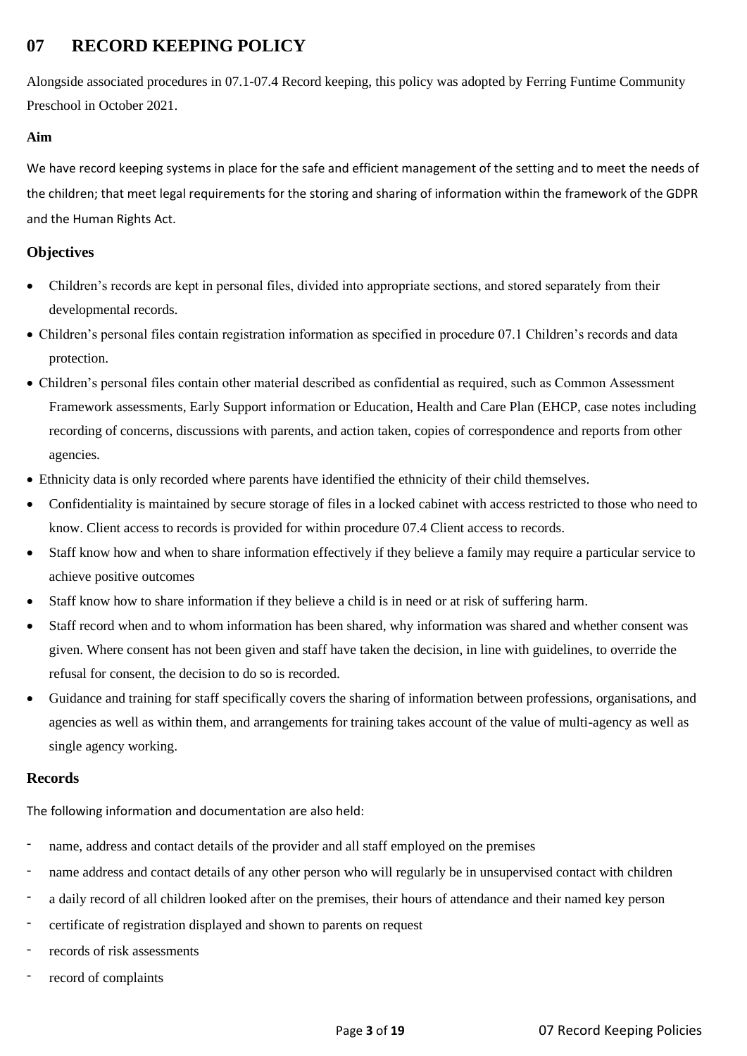# 07 RECORD KEEPING POLICY

Alongside associated procedures in 07.1-07.4 Record keeping, this policy was adopted by Ferring Funtime Community Preschool in October 2021.

**Aim**

We have record keeping systems in place for the safe and efficient management of the setting and to meet the needs of the children; that meet legal requirements for the storing and sharing of information within the framework of the GDPR and the Human Rights Act.

## Objectives

- Children's records are kept in personal files, divided into appropriate sections, and stored separately from their developmental records.
- Children's personal files contain registration information as specified in procedure 07.1 Children's records and data protection.
- Children's personal files contain other material described as confidential as required, such as Common Assessment Framework assessments, Early Support information or Education, Health and Care Plan (EHCP, case notes including recording of concerns, discussions with parents, and action taken, copies of correspondence and reports from other agencies.
- Ethnicity data is only recorded where parents have identified the ethnicity of their child themselves.
- Confidentiality is maintained by secure storage of files in a locked cabinet with access restricted to those who need to know. Client access to records is provided for within procedure 07.4 Client access to records.
- Staff know how and when to share information effectively if they believe a family may require a particular service to achieve positive outcomes
- Staff know how to share information if they believe a child is in need or at risk of suffering harm.
- Staff record when and to whom information has been shared, why information was shared and whether consent was given. Where consent has not been given and staff have taken the decision, in line with guidelines, to override the refusal for consent, the decision to do so is recorded.
- Guidance and training for staff specifically covers the sharing of information between professions, organisations, and agencies as well as within them, and arrangements for training takes account of the value of multi-agency as well as single agency working.

## Records

The following information and documentation are also held:

- name, address and contact details of the provider and all staff employed on the premises
- name address and contact details of any other person who will regularly be in unsupervised contact with children
- a daily record of all children looked after on the premises, their hours of attendance and their named key person
- certificate of registration displayed and shown to parents on request
- records of risk assessments
- record of complaints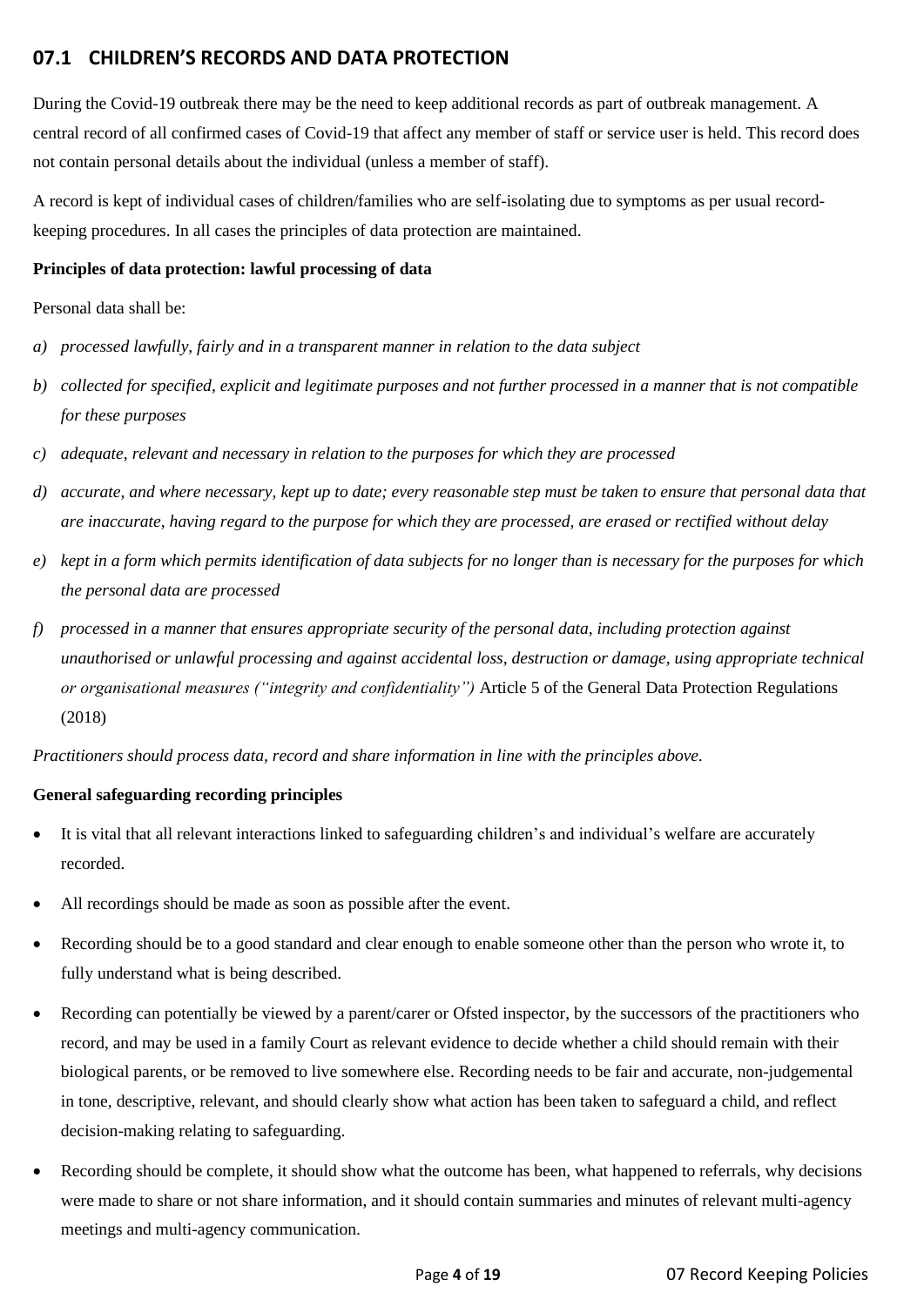## 07.1 CHILDREN'S RECORDS AND DATA PROTECTION

During the Covid-19 outbreak there may be the need to keep additional records as part of outbreak management. A central record of all confirmed cases of Covid-19 that affect any member of staff or service user is held. This record does not contain personal details about the individual (unless a member of staff).

A record is kept of individual cases of children/families who are self-isolating due to symptoms as per usual record-keeping procedures. In all cases the principles of data protection are maintained.

**Principles of data protection: lawful processing of data**

Personal data shall be:

*a) processed lawfully, fairly and in a transparent manner in relation to the data subject*

*b) collected for specified, explicit and legitimate purposes and not further processed in a manner that is not compatible for these purposes*

*c) adequate, relevant and necessary in relation to the purposes for which they are processed*

*d) accurate, and where necessary, kept up to date; every reasonable step must be taken to ensure that personal data that are inaccurate, having regard to the purpose for which they are processed, are erased or rectified without delay*

*e) kept in a form which permits identification of data subjects for no longer than is necessary for the purposes for which the personal data are processed*

*f) processed in a manner that ensures appropriate security of the personal data, including protection against unauthorised or unlawful processing and against accidental loss, destruction or damage, using appropriate technical or organisational measures ("integrity and confidentiality")* Article 5 of the General Data Protection Regulations (2018)

*Practitioners should process data, record and share information in line with the principles above.*

**General safeguarding recording principles**

- It is vital that all relevant interactions linked to safeguarding children's and individual's welfare are accurately recorded.
- All recordings should be made as soon as possible after the event.
- Recording should be to a good standard and clear enough to enable someone other than the person who wrote it, to fully understand what is being described.
- Recording can potentially be viewed by a parent/carer or Ofsted inspector, by the successors of the practitioners who record, and may be used in a family Court as relevant evidence to decide whether a child should remain with their biological parents, or be removed to live somewhere else. Recording needs to be fair and accurate, non-judgemental in tone, descriptive, relevant, and should clearly show what action has been taken to safeguard a child, and reflect decision-making relating to safeguarding.
- Recording should be complete, it should show what the outcome has been, what happened to referrals, why decisions were made to share or not share information, and it should contain summaries and minutes of relevant multi-agency meetings and multi-agency communication.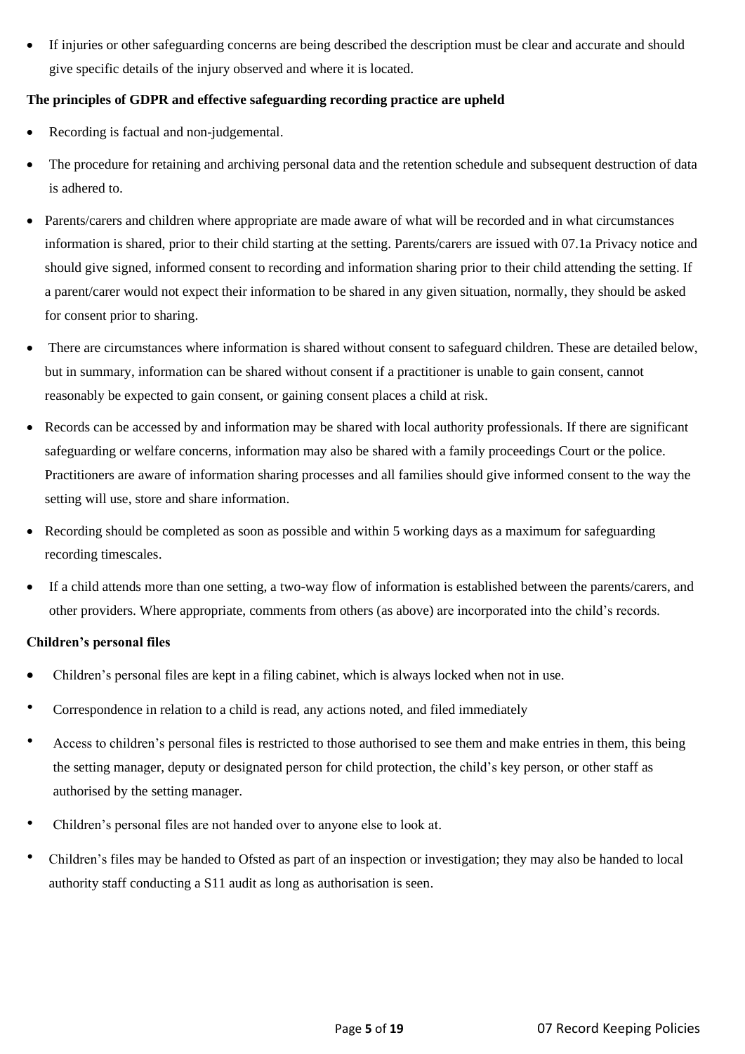- If injuries or other safeguarding concerns are being described the description must be clear and accurate and should give specific details of the injury observed and where it is located.

**The principles of GDPR and effective safeguarding recording practice are upheld**

- Recording is factual and non-judgemental.
- The procedure for retaining and archiving personal data and the retention schedule and subsequent destruction of data is adhered to.
- Parents/carers and children where appropriate are made aware of what will be recorded and in what circumstances information is shared, prior to their child starting at the setting. Parents/carers are issued with 07.1a Privacy notice and should give signed, informed consent to recording and information sharing prior to their child attending the setting. If a parent/carer would not expect their information to be shared in any given situation, normally, they should be asked for consent prior to sharing.
- There are circumstances where information is shared without consent to safeguard children. These are detailed below, but in summary, information can be shared without consent if a practitioner is unable to gain consent, cannot reasonably be expected to gain consent, or gaining consent places a child at risk.
- Records can be accessed by and information may be shared with local authority professionals. If there are significant safeguarding or welfare concerns, information may also be shared with a family proceedings Court or the police. Practitioners are aware of information sharing processes and all families should give informed consent to the way the setting will use, store and share information.
- Recording should be completed as soon as possible and within 5 working days as a maximum for safeguarding recording timescales.
- If a child attends more than one setting, a two-way flow of information is established between the parents/carers, and other providers. Where appropriate, comments from others (as above) are incorporated into the child's records.

**Children's personal files**

- Children's personal files are kept in a filing cabinet, which is always locked when not in use.
- Correspondence in relation to a child is read, any actions noted, and filed immediately
- Access to children's personal files is restricted to those authorised to see them and make entries in them, this being the setting manager, deputy or designated person for child protection, the child's key person, or other staff as authorised by the setting manager.
- Children's personal files are not handed over to anyone else to look at.
- Children's files may be handed to Ofsted as part of an inspection or investigation; they may also be handed to local authority staff conducting a S11 audit as long as authorisation is seen.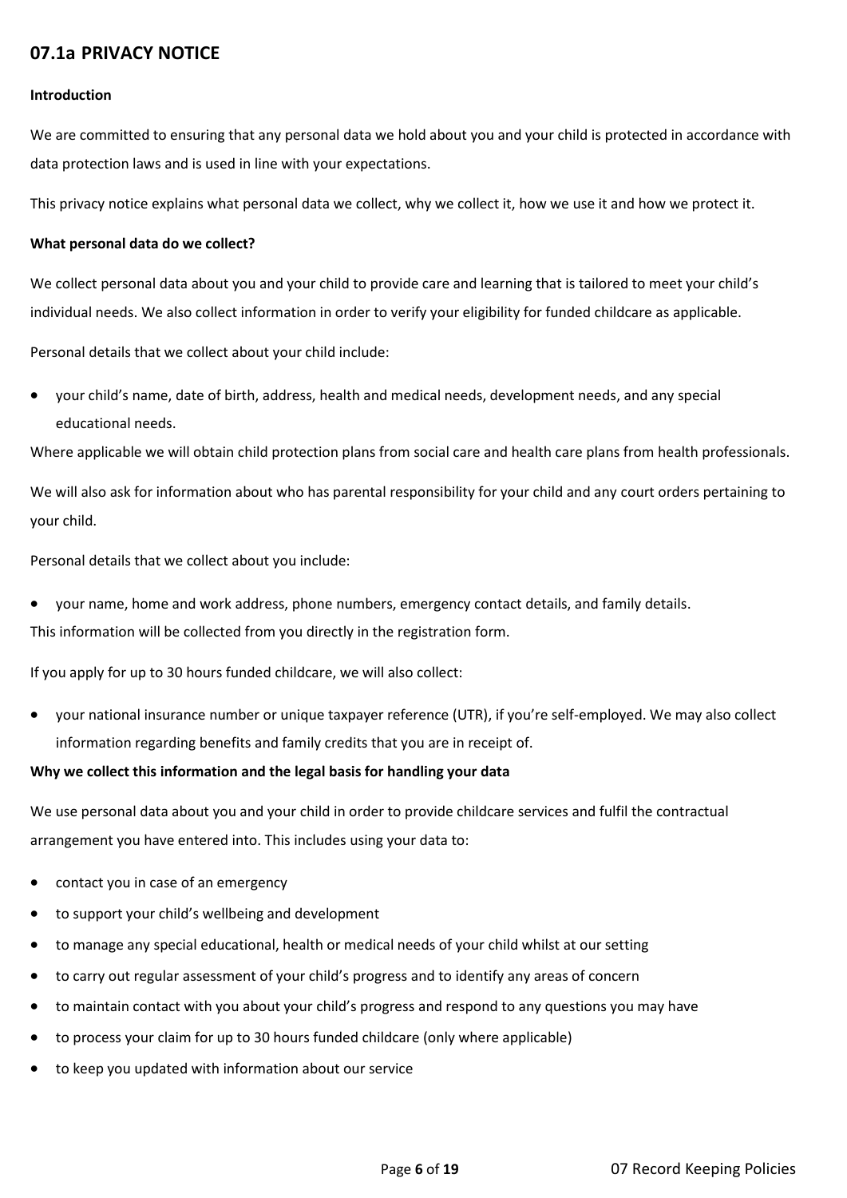## 07.1a PRIVACY NOTICE

**Introduction**

We are committed to ensuring that any personal data we hold about you and your child is protected in accordance with data protection laws and is used in line with your expectations.

This privacy notice explains what personal data we collect, why we collect it, how we use it and how we protect it.

**What personal data do we collect?**

We collect personal data about you and your child to provide care and learning that is tailored to meet your child's individual needs. We also collect information in order to verify your eligibility for funded childcare as applicable.

Personal details that we collect about your child include:

- your child's name, date of birth, address, health and medical needs, development needs, and any special educational needs.

Where applicable we will obtain child protection plans from social care and health care plans from health professionals.

We will also ask for information about who has parental responsibility for your child and any court orders pertaining to your child.

Personal details that we collect about you include:

- your name, home and work address, phone numbers, emergency contact details, and family details.

This information will be collected from you directly in the registration form.

If you apply for up to 30 hours funded childcare, we will also collect:

- your national insurance number or unique taxpayer reference (UTR), if you're self-employed. We may also collect information regarding benefits and family credits that you are in receipt of.

**Why we collect this information and the legal basis for handling your data**

We use personal data about you and your child in order to provide childcare services and fulfil the contractual arrangement you have entered into. This includes using your data to:

- contact you in case of an emergency
- to support your child's wellbeing and development
- to manage any special educational, health or medical needs of your child whilst at our setting
- to carry out regular assessment of your child's progress and to identify any areas of concern
- to maintain contact with you about your child's progress and respond to any questions you may have
- to process your claim for up to 30 hours funded childcare (only where applicable)
- to keep you updated with information about our service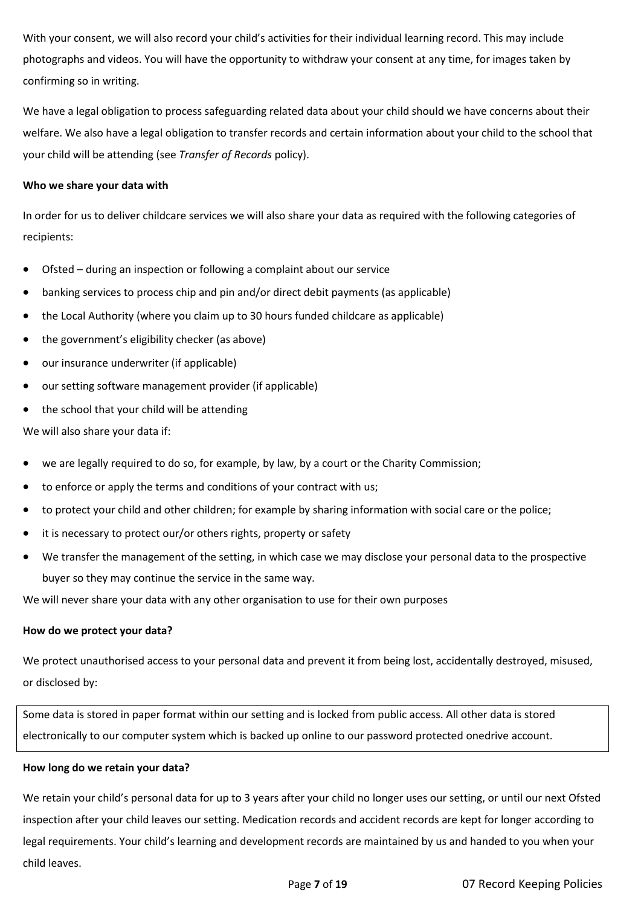With your consent, we will also record your child's activities for their individual learning record. This may include photographs and videos. You will have the opportunity to withdraw your consent at any time, for images taken by confirming so in writing.

We have a legal obligation to process safeguarding related data about your child should we have concerns about their welfare. We also have a legal obligation to transfer records and certain information about your child to the school that your child will be attending (see *Transfer of Records* policy).

**Who we share your data with**

In order for us to deliver childcare services we will also share your data as required with the following categories of recipients:

- Ofsted – during an inspection or following a complaint about our service
- banking services to process chip and pin and/or direct debit payments (as applicable)
- the Local Authority (where you claim up to 30 hours funded childcare as applicable)
- the government's eligibility checker (as above)
- our insurance underwriter (if applicable)
- our setting software management provider (if applicable)
- the school that your child will be attending

We will also share your data if:

- we are legally required to do so, for example, by law, by a court or the Charity Commission;
- to enforce or apply the terms and conditions of your contract with us;
- to protect your child and other children; for example by sharing information with social care or the police;
- it is necessary to protect our/or others rights, property or safety
- We transfer the management of the setting, in which case we may disclose your personal data to the prospective buyer so they may continue the service in the same way.

We will never share your data with any other organisation to use for their own purposes

**How do we protect your data?**

We protect unauthorised access to your personal data and prevent it from being lost, accidentally destroyed, misused, or disclosed by:

Some data is stored in paper format within our setting and is locked from public access. All other data is stored electronically to our computer system which is backed up online to our password protected onedrive account.

**How long do we retain your data?**

We retain your child's personal data for up to 3 years after your child no longer uses our setting, or until our next Ofsted inspection after your child leaves our setting. Medication records and accident records are kept for longer according to legal requirements. Your child's learning and development records are maintained by us and handed to you when your child leaves.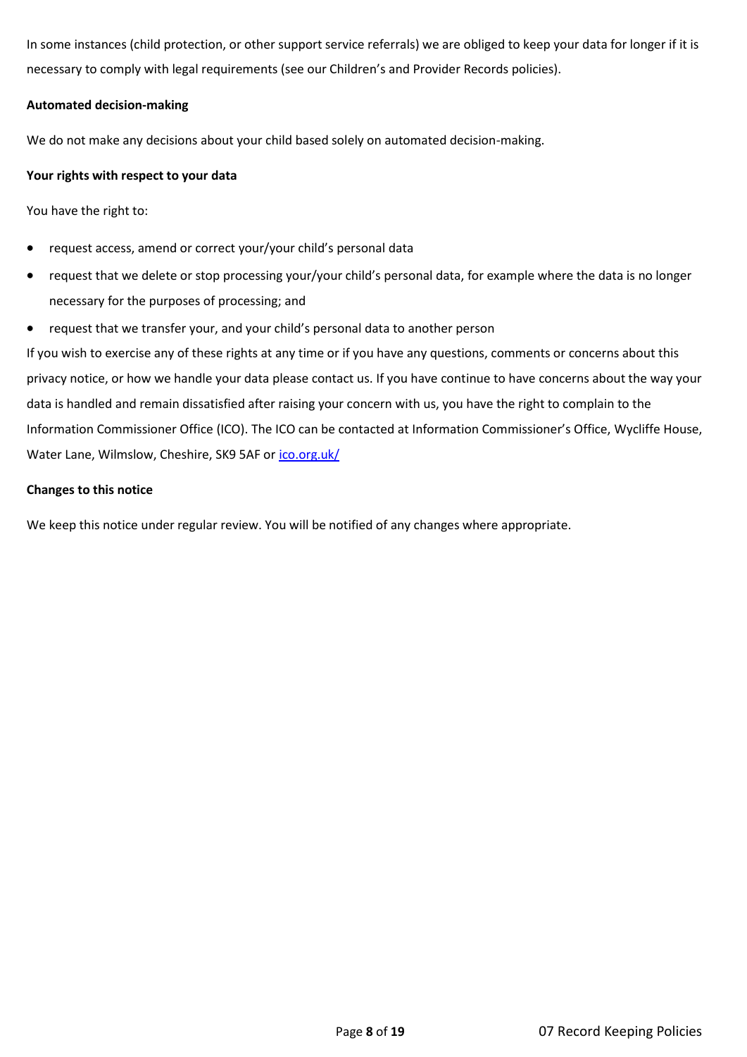In some instances (child protection, or other support service referrals) we are obliged to keep your data for longer if it is necessary to comply with legal requirements (see our Children's and Provider Records policies).

**Automated decision-making**

We do not make any decisions about your child based solely on automated decision-making.

**Your rights with respect to your data**

You have the right to:

- request access, amend or correct your/your child's personal data
- request that we delete or stop processing your/your child's personal data, for example where the data is no longer necessary for the purposes of processing; and
- request that we transfer your, and your child's personal data to another person

If you wish to exercise any of these rights at any time or if you have any questions, comments or concerns about this privacy notice, or how we handle your data please contact us. If you have continue to have concerns about the way your data is handled and remain dissatisfied after raising your concern with us, you have the right to complain to the Information Commissioner Office (ICO). The ICO can be contacted at Information Commissioner's Office, Wycliffe House, Water Lane, Wilmslow, Cheshire, SK9 5AF or [ico.org.uk/](ico.org.uk/)

**Changes to this notice**

We keep this notice under regular review. You will be notified of any changes where appropriate.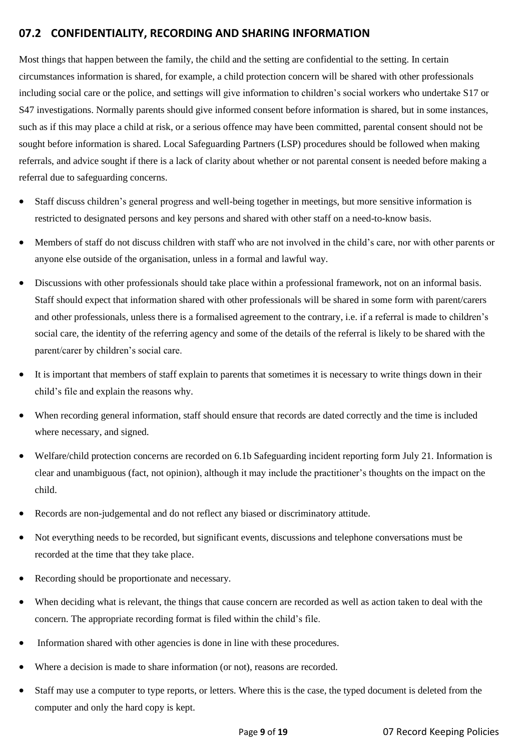## 07.2 CONFIDENTIALITY, RECORDING AND SHARING INFORMATION

Most things that happen between the family, the child and the setting are confidential to the setting. In certain circumstances information is shared, for example, a child protection concern will be shared with other professionals including social care or the police, and settings will give information to children's social workers who undertake S17 or S47 investigations. Normally parents should give informed consent before information is shared, but in some instances, such as if this may place a child at risk, or a serious offence may have been committed, parental consent should not be sought before information is shared. Local Safeguarding Partners (LSP) procedures should be followed when making referrals, and advice sought if there is a lack of clarity about whether or not parental consent is needed before making a referral due to safeguarding concerns.

- Staff discuss children's general progress and well-being together in meetings, but more sensitive information is restricted to designated persons and key persons and shared with other staff on a need-to-know basis.
- Members of staff do not discuss children with staff who are not involved in the child's care, nor with other parents or anyone else outside of the organisation, unless in a formal and lawful way.
- Discussions with other professionals should take place within a professional framework, not on an informal basis. Staff should expect that information shared with other professionals will be shared in some form with parent/carers and other professionals, unless there is a formalised agreement to the contrary, i.e. if a referral is made to children's social care, the identity of the referring agency and some of the details of the referral is likely to be shared with the parent/carer by children's social care.
- It is important that members of staff explain to parents that sometimes it is necessary to write things down in their child's file and explain the reasons why.
- When recording general information, staff should ensure that records are dated correctly and the time is included where necessary, and signed.
- Welfare/child protection concerns are recorded on 6.1b Safeguarding incident reporting form July 21. Information is clear and unambiguous (fact, not opinion), although it may include the practitioner's thoughts on the impact on the child.
- Records are non-judgemental and do not reflect any biased or discriminatory attitude.
- Not everything needs to be recorded, but significant events, discussions and telephone conversations must be recorded at the time that they take place.
- Recording should be proportionate and necessary.
- When deciding what is relevant, the things that cause concern are recorded as well as action taken to deal with the concern. The appropriate recording format is filed within the child's file.
- Information shared with other agencies is done in line with these procedures.
- Where a decision is made to share information (or not), reasons are recorded.
- Staff may use a computer to type reports, or letters. Where this is the case, the typed document is deleted from the computer and only the hard copy is kept.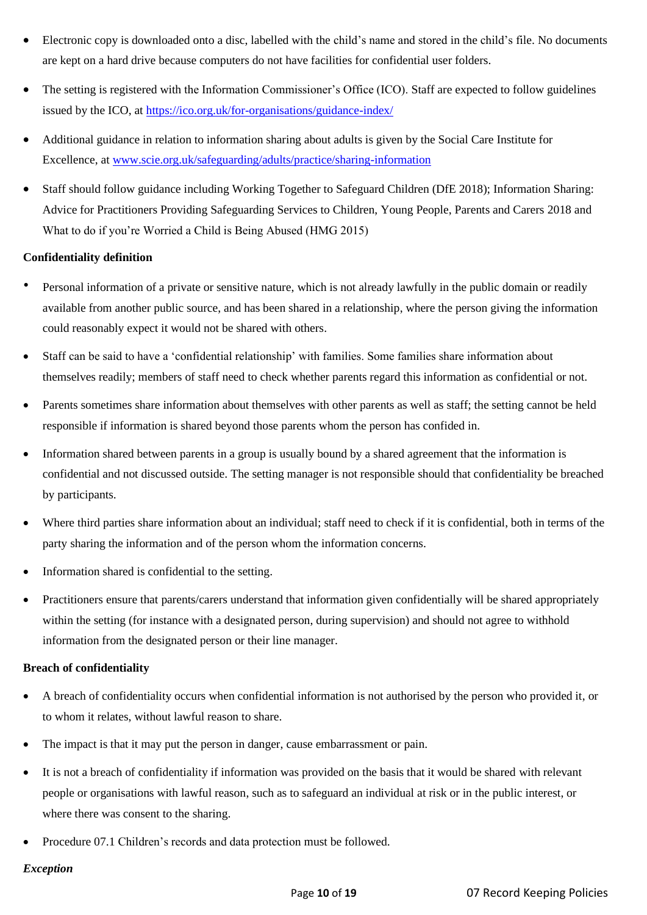- Electronic copy is downloaded onto a disc, labelled with the child's name and stored in the child's file. No documents are kept on a hard drive because computers do not have facilities for confidential user folders.
- The setting is registered with the Information Commissioner's Office (ICO). Staff are expected to follow guidelines issued by the ICO, at https://ico.org.uk/for-organisations/guidance-index/
- Additional guidance in relation to information sharing about adults is given by the Social Care Institute for Excellence, at www.scie.org.uk/safeguarding/adults/practice/sharing-information
- Staff should follow guidance including Working Together to Safeguard Children (DfE 2018); Information Sharing: Advice for Practitioners Providing Safeguarding Services to Children, Young People, Parents and Carers 2018 and What to do if you're Worried a Child is Being Abused (HMG 2015)

**Confidentiality definition**

- Personal information of a private or sensitive nature, which is not already lawfully in the public domain or readily available from another public source, and has been shared in a relationship, where the person giving the information could reasonably expect it would not be shared with others.
- Staff can be said to have a 'confidential relationship' with families. Some families share information about themselves readily; members of staff need to check whether parents regard this information as confidential or not.
- Parents sometimes share information about themselves with other parents as well as staff; the setting cannot be held responsible if information is shared beyond those parents whom the person has confided in.
- Information shared between parents in a group is usually bound by a shared agreement that the information is confidential and not discussed outside. The setting manager is not responsible should that confidentiality be breached by participants.
- Where third parties share information about an individual; staff need to check if it is confidential, both in terms of the party sharing the information and of the person whom the information concerns.
- Information shared is confidential to the setting.
- Practitioners ensure that parents/carers understand that information given confidentially will be shared appropriately within the setting (for instance with a designated person, during supervision) and should not agree to withhold information from the designated person or their line manager.

**Breach of confidentiality**

- A breach of confidentiality occurs when confidential information is not authorised by the person who provided it, or to whom it relates, without lawful reason to share.
- The impact is that it may put the person in danger, cause embarrassment or pain.
- It is not a breach of confidentiality if information was provided on the basis that it would be shared with relevant people or organisations with lawful reason, such as to safeguard an individual at risk or in the public interest, or where there was consent to the sharing.
- Procedure 07.1 Children's records and data protection must be followed.

***Exception***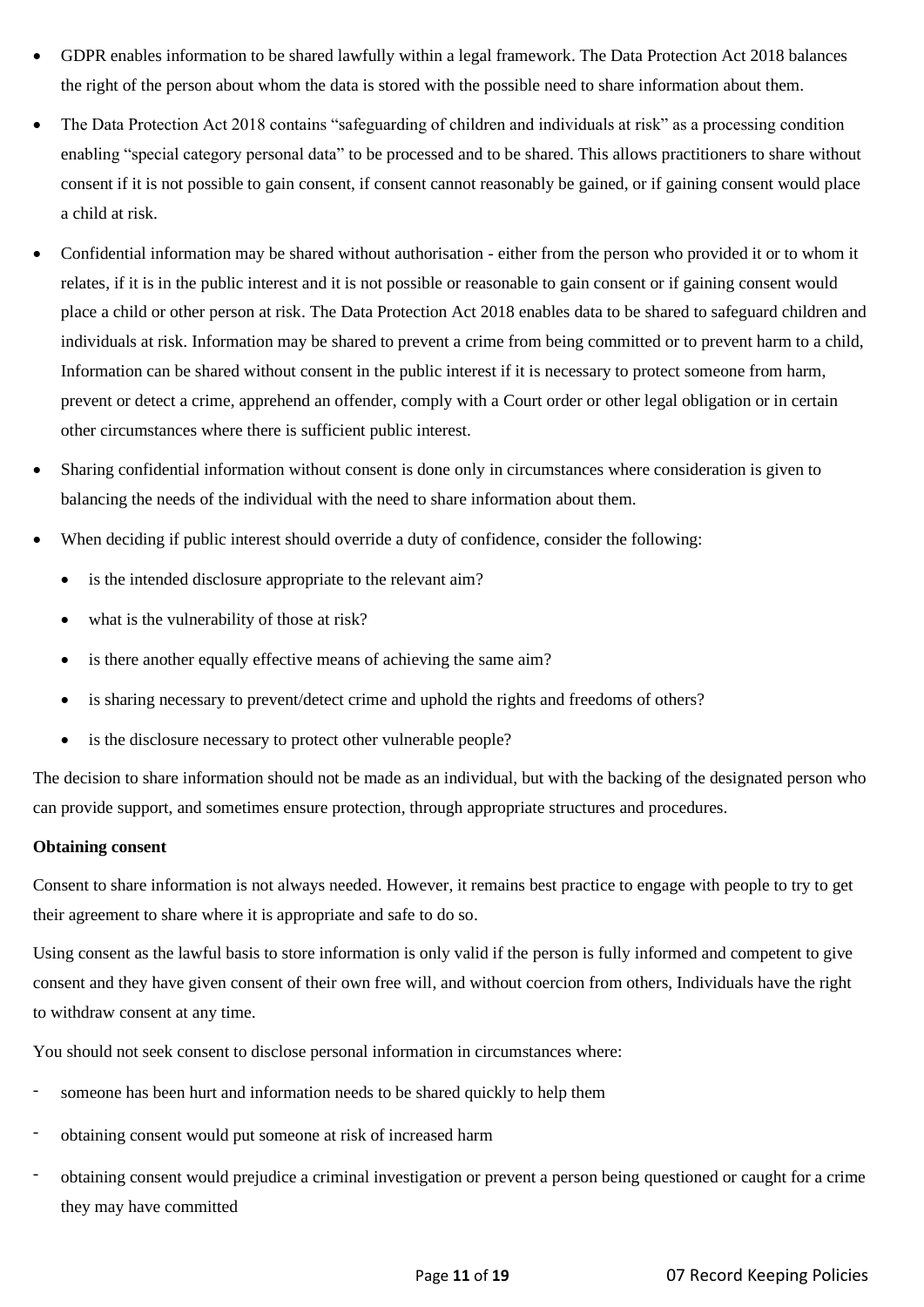- GDPR enables information to be shared lawfully within a legal framework. The Data Protection Act 2018 balances the right of the person about whom the data is stored with the possible need to share information about them.
- The Data Protection Act 2018 contains "safeguarding of children and individuals at risk" as a processing condition enabling "special category personal data" to be processed and to be shared. This allows practitioners to share without consent if it is not possible to gain consent, if consent cannot reasonably be gained, or if gaining consent would place a child at risk.
- Confidential information may be shared without authorisation - either from the person who provided it or to whom it relates, if it is in the public interest and it is not possible or reasonable to gain consent or if gaining consent would place a child or other person at risk. The Data Protection Act 2018 enables data to be shared to safeguard children and individuals at risk. Information may be shared to prevent a crime from being committed or to prevent harm to a child, Information can be shared without consent in the public interest if it is necessary to protect someone from harm, prevent or detect a crime, apprehend an offender, comply with a Court order or other legal obligation or in certain other circumstances where there is sufficient public interest.
- Sharing confidential information without consent is done only in circumstances where consideration is given to balancing the needs of the individual with the need to share information about them.
- When deciding if public interest should override a duty of confidence, consider the following:
  - is the intended disclosure appropriate to the relevant aim?
  - what is the vulnerability of those at risk?
  - is there another equally effective means of achieving the same aim?
  - is sharing necessary to prevent/detect crime and uphold the rights and freedoms of others?
  - is the disclosure necessary to protect other vulnerable people?

The decision to share information should not be made as an individual, but with the backing of the designated person who can provide support, and sometimes ensure protection, through appropriate structures and procedures.

**Obtaining consent**

Consent to share information is not always needed. However, it remains best practice to engage with people to try to get their agreement to share where it is appropriate and safe to do so.

Using consent as the lawful basis to store information is only valid if the person is fully informed and competent to give consent and they have given consent of their own free will, and without coercion from others, Individuals have the right to withdraw consent at any time.

You should not seek consent to disclose personal information in circumstances where:

- someone has been hurt and information needs to be shared quickly to help them
- obtaining consent would put someone at risk of increased harm
- obtaining consent would prejudice a criminal investigation or prevent a person being questioned or caught for a crime they may have committed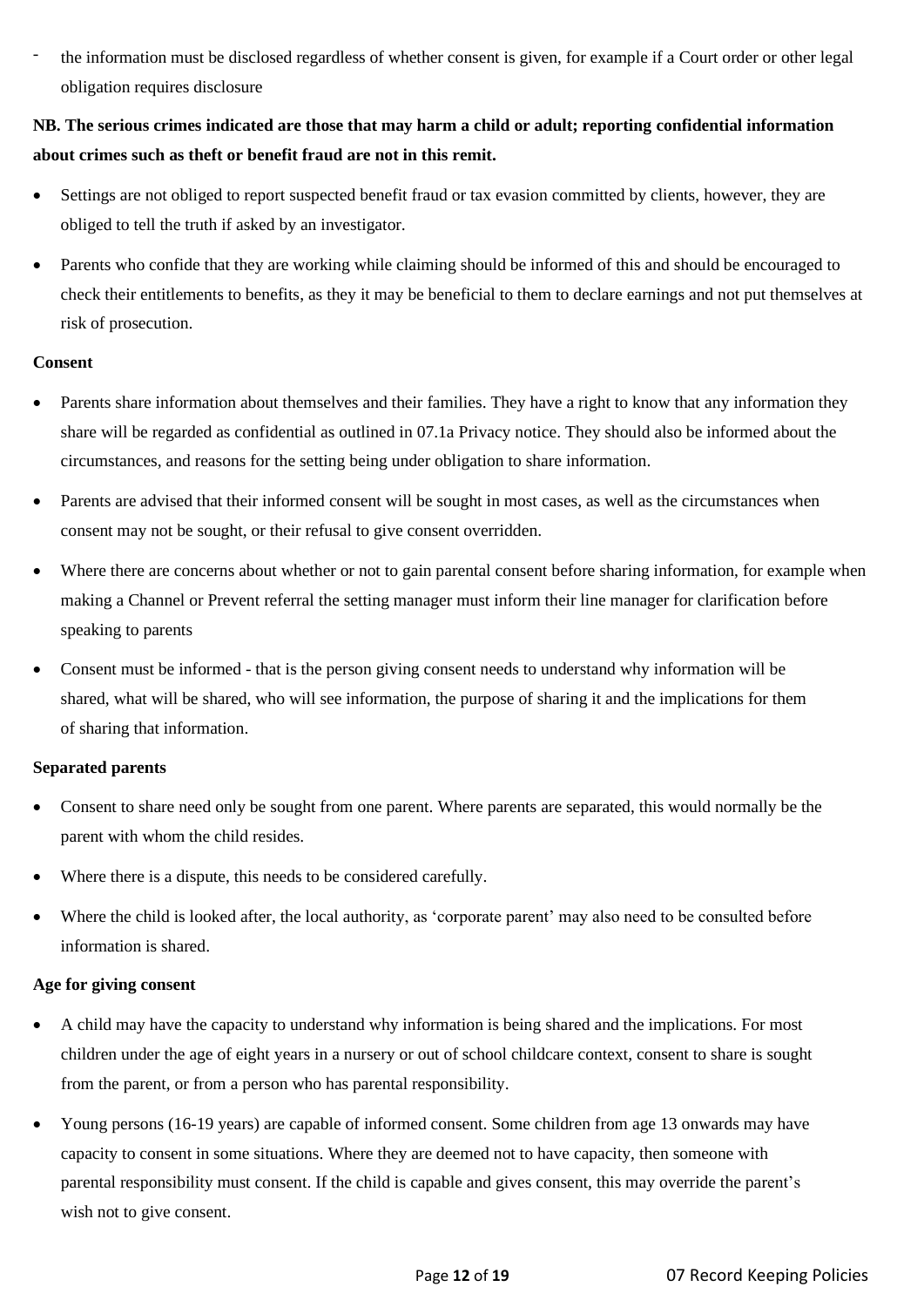- the information must be disclosed regardless of whether consent is given, for example if a Court order or other legal obligation requires disclosure

**NB. The serious crimes indicated are those that may harm a child or adult; reporting confidential information about crimes such as theft or benefit fraud are not in this remit.**

- Settings are not obliged to report suspected benefit fraud or tax evasion committed by clients, however, they are obliged to tell the truth if asked by an investigator.
- Parents who confide that they are working while claiming should be informed of this and should be encouraged to check their entitlements to benefits, as they it may be beneficial to them to declare earnings and not put themselves at risk of prosecution.

**Consent**

- Parents share information about themselves and their families. They have a right to know that any information they share will be regarded as confidential as outlined in 07.1a Privacy notice. They should also be informed about the circumstances, and reasons for the setting being under obligation to share information.
- Parents are advised that their informed consent will be sought in most cases, as well as the circumstances when consent may not be sought, or their refusal to give consent overridden.
- Where there are concerns about whether or not to gain parental consent before sharing information, for example when making a Channel or Prevent referral the setting manager must inform their line manager for clarification before speaking to parents
- Consent must be informed - that is the person giving consent needs to understand why information will be shared, what will be shared, who will see information, the purpose of sharing it and the implications for them of sharing that information.

**Separated parents**

- Consent to share need only be sought from one parent. Where parents are separated, this would normally be the parent with whom the child resides.
- Where there is a dispute, this needs to be considered carefully.
- Where the child is looked after, the local authority, as 'corporate parent' may also need to be consulted before information is shared.

**Age for giving consent**

- A child may have the capacity to understand why information is being shared and the implications. For most children under the age of eight years in a nursery or out of school childcare context, consent to share is sought from the parent, or from a person who has parental responsibility.
- Young persons (16-19 years) are capable of informed consent. Some children from age 13 onwards may have capacity to consent in some situations. Where they are deemed not to have capacity, then someone with parental responsibility must consent. If the child is capable and gives consent, this may override the parent's wish not to give consent.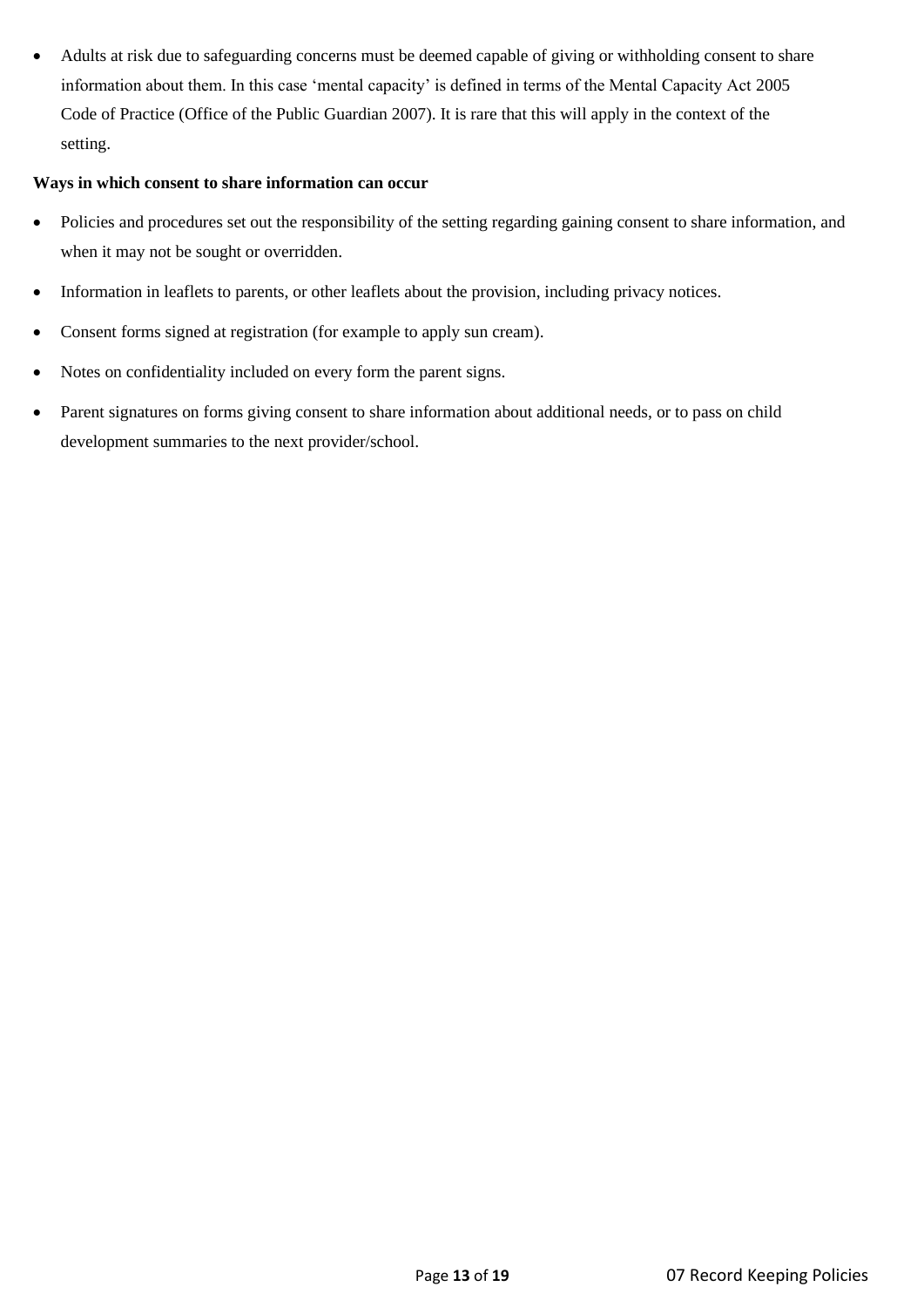- Adults at risk due to safeguarding concerns must be deemed capable of giving or withholding consent to share information about them. In this case 'mental capacity' is defined in terms of the Mental Capacity Act 2005 Code of Practice (Office of the Public Guardian 2007). It is rare that this will apply in the context of the setting.

**Ways in which consent to share information can occur**

- Policies and procedures set out the responsibility of the setting regarding gaining consent to share information, and when it may not be sought or overridden.
- Information in leaflets to parents, or other leaflets about the provision, including privacy notices.
- Consent forms signed at registration (for example to apply sun cream).
- Notes on confidentiality included on every form the parent signs.
- Parent signatures on forms giving consent to share information about additional needs, or to pass on child development summaries to the next provider/school.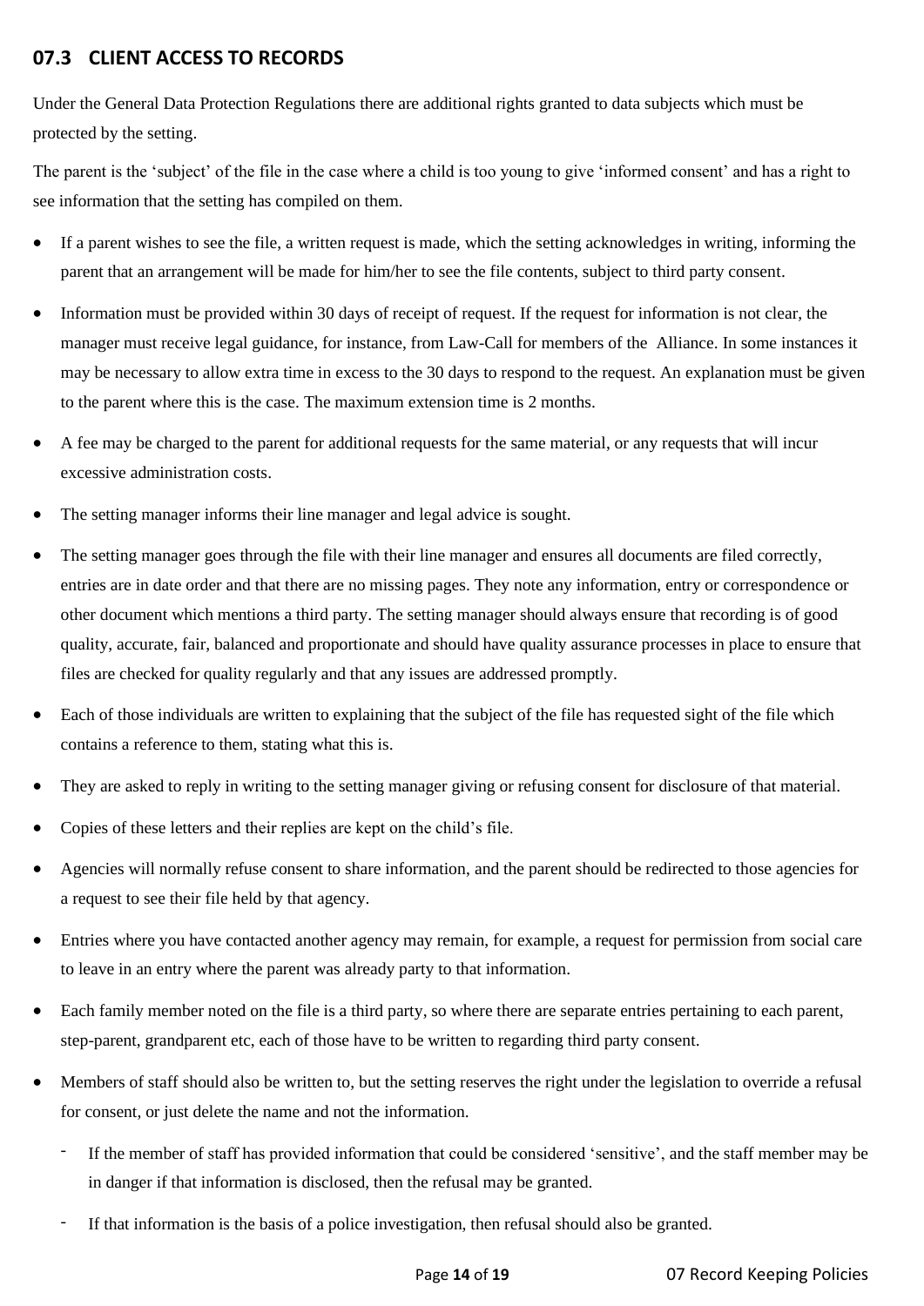## 07.3 CLIENT ACCESS TO RECORDS

Under the General Data Protection Regulations there are additional rights granted to data subjects which must be protected by the setting.

The parent is the 'subject' of the file in the case where a child is too young to give 'informed consent' and has a right to see information that the setting has compiled on them.

- If a parent wishes to see the file, a written request is made, which the setting acknowledges in writing, informing the parent that an arrangement will be made for him/her to see the file contents, subject to third party consent.
- Information must be provided within 30 days of receipt of request. If the request for information is not clear, the manager must receive legal guidance, for instance, from Law-Call for members of the Alliance. In some instances it may be necessary to allow extra time in excess to the 30 days to respond to the request. An explanation must be given to the parent where this is the case. The maximum extension time is 2 months.
- A fee may be charged to the parent for additional requests for the same material, or any requests that will incur excessive administration costs.
- The setting manager informs their line manager and legal advice is sought.
- The setting manager goes through the file with their line manager and ensures all documents are filed correctly, entries are in date order and that there are no missing pages. They note any information, entry or correspondence or other document which mentions a third party. The setting manager should always ensure that recording is of good quality, accurate, fair, balanced and proportionate and should have quality assurance processes in place to ensure that files are checked for quality regularly and that any issues are addressed promptly.
- Each of those individuals are written to explaining that the subject of the file has requested sight of the file which contains a reference to them, stating what this is.
- They are asked to reply in writing to the setting manager giving or refusing consent for disclosure of that material.
- Copies of these letters and their replies are kept on the child's file.
- Agencies will normally refuse consent to share information, and the parent should be redirected to those agencies for a request to see their file held by that agency.
- Entries where you have contacted another agency may remain, for example, a request for permission from social care to leave in an entry where the parent was already party to that information.
- Each family member noted on the file is a third party, so where there are separate entries pertaining to each parent, step-parent, grandparent etc, each of those have to be written to regarding third party consent.
- Members of staff should also be written to, but the setting reserves the right under the legislation to override a refusal for consent, or just delete the name and not the information.
  - If the member of staff has provided information that could be considered 'sensitive', and the staff member may be in danger if that information is disclosed, then the refusal may be granted.
  - If that information is the basis of a police investigation, then refusal should also be granted.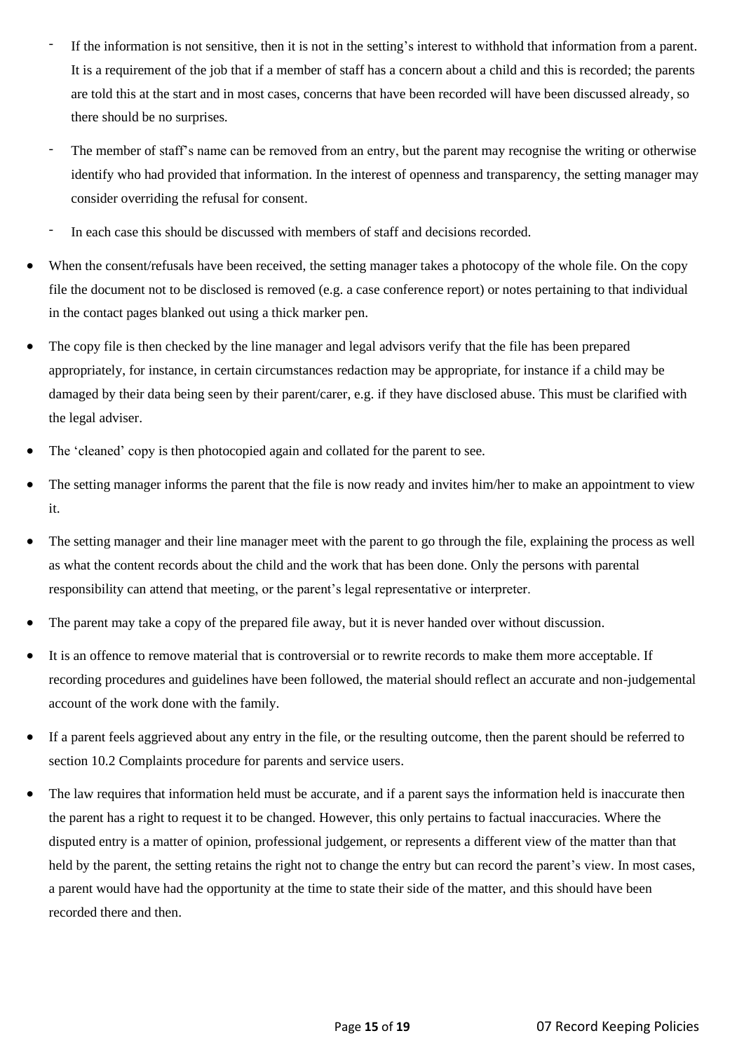- If the information is not sensitive, then it is not in the setting's interest to withhold that information from a parent. It is a requirement of the job that if a member of staff has a concern about a child and this is recorded; the parents are told this at the start and in most cases, concerns that have been recorded will have been discussed already, so there should be no surprises.
  - The member of staff's name can be removed from an entry, but the parent may recognise the writing or otherwise identify who had provided that information. In the interest of openness and transparency, the setting manager may consider overriding the refusal for consent.
  - In each case this should be discussed with members of staff and decisions recorded.

- When the consent/refusals have been received, the setting manager takes a photocopy of the whole file. On the copy file the document not to be disclosed is removed (e.g. a case conference report) or notes pertaining to that individual in the contact pages blanked out using a thick marker pen.
- The copy file is then checked by the line manager and legal advisors verify that the file has been prepared appropriately, for instance, in certain circumstances redaction may be appropriate, for instance if a child may be damaged by their data being seen by their parent/carer, e.g. if they have disclosed abuse. This must be clarified with the legal adviser.
- The 'cleaned' copy is then photocopied again and collated for the parent to see.
- The setting manager informs the parent that the file is now ready and invites him/her to make an appointment to view it.
- The setting manager and their line manager meet with the parent to go through the file, explaining the process as well as what the content records about the child and the work that has been done. Only the persons with parental responsibility can attend that meeting, or the parent's legal representative or interpreter.
- The parent may take a copy of the prepared file away, but it is never handed over without discussion.
- It is an offence to remove material that is controversial or to rewrite records to make them more acceptable. If recording procedures and guidelines have been followed, the material should reflect an accurate and non-judgemental account of the work done with the family.
- If a parent feels aggrieved about any entry in the file, or the resulting outcome, then the parent should be referred to section 10.2 Complaints procedure for parents and service users.
- The law requires that information held must be accurate, and if a parent says the information held is inaccurate then the parent has a right to request it to be changed. However, this only pertains to factual inaccuracies. Where the disputed entry is a matter of opinion, professional judgement, or represents a different view of the matter than that held by the parent, the setting retains the right not to change the entry but can record the parent's view. In most cases, a parent would have had the opportunity at the time to state their side of the matter, and this should have been recorded there and then.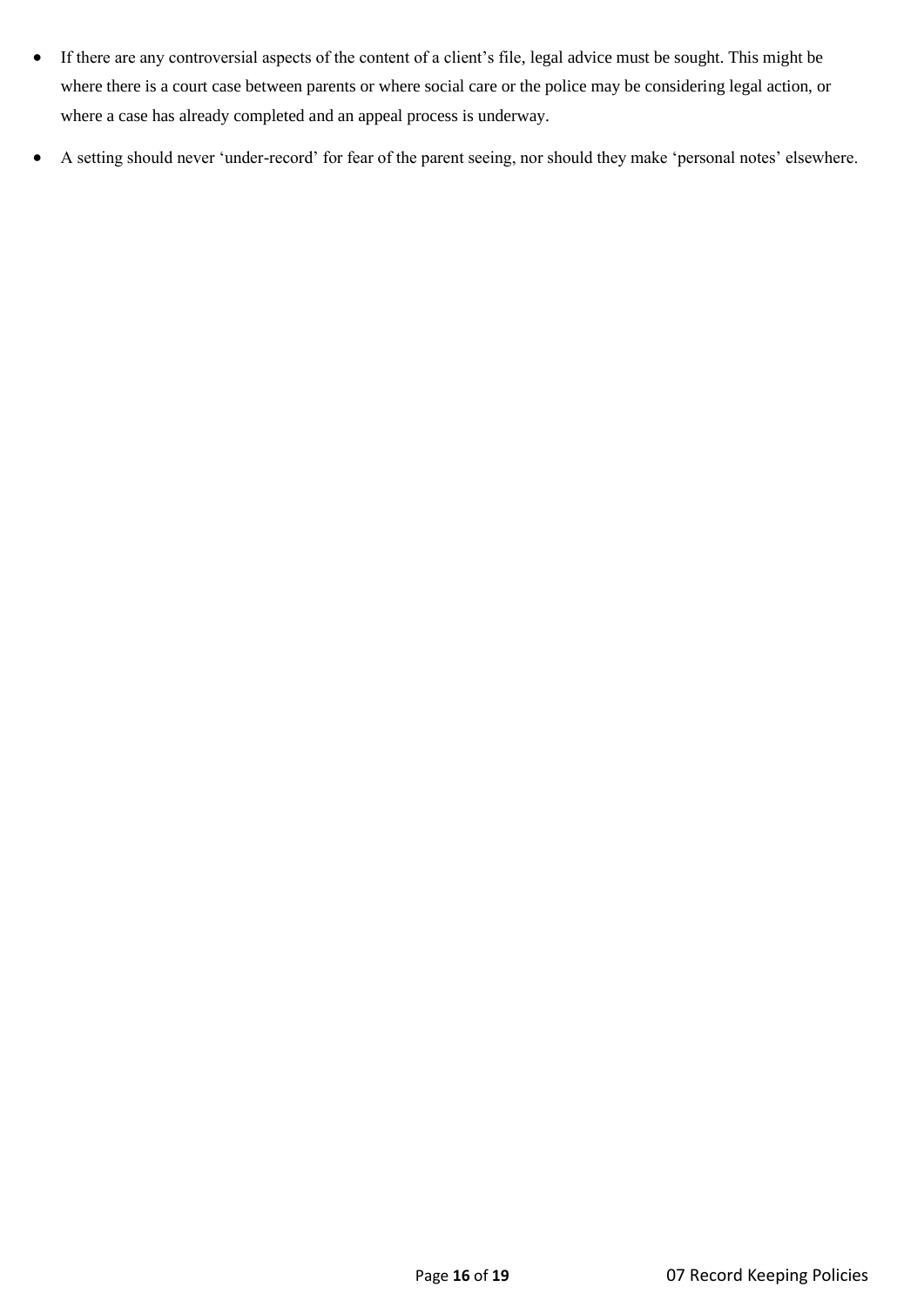- If there are any controversial aspects of the content of a client's file, legal advice must be sought. This might be where there is a court case between parents or where social care or the police may be considering legal action, or where a case has already completed and an appeal process is underway.
- A setting should never 'under-record' for fear of the parent seeing, nor should they make 'personal notes' elsewhere.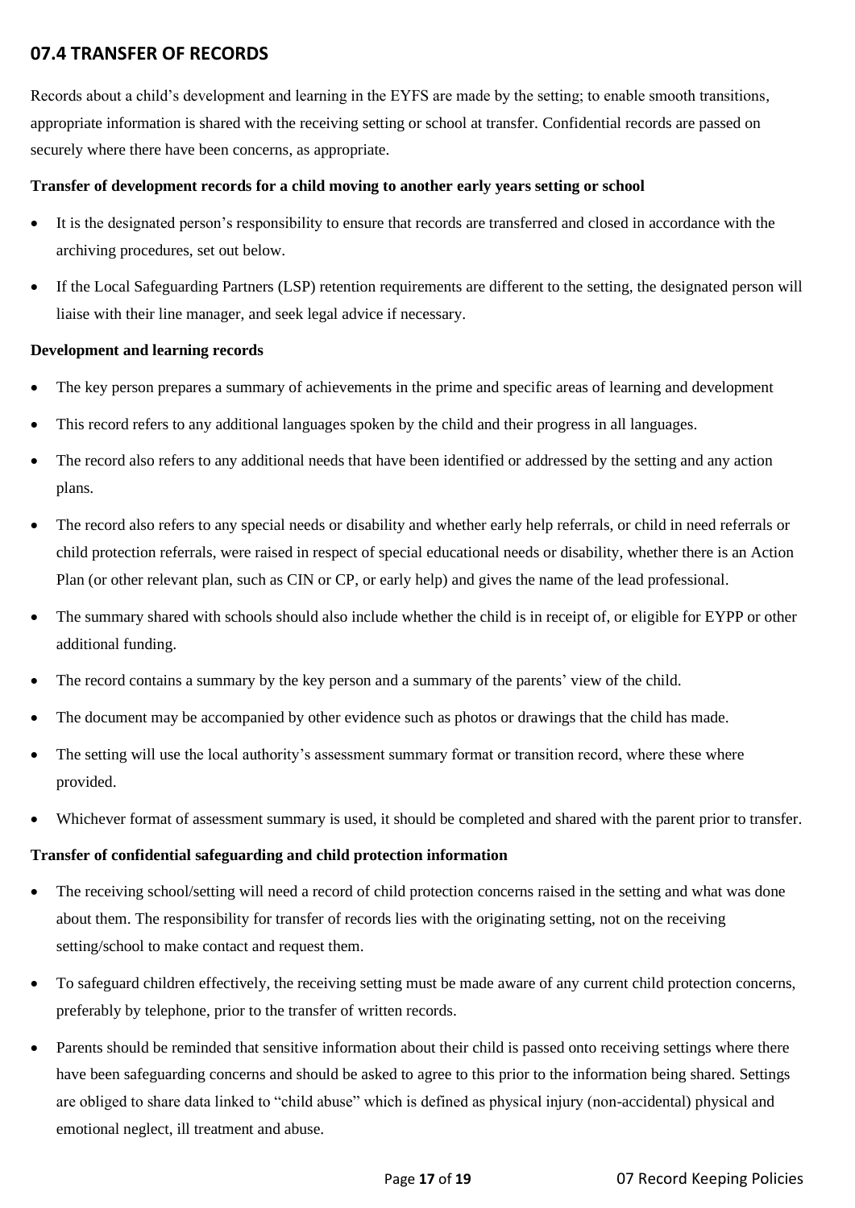## 07.4 TRANSFER OF RECORDS

Records about a child's development and learning in the EYFS are made by the setting; to enable smooth transitions, appropriate information is shared with the receiving setting or school at transfer. Confidential records are passed on securely where there have been concerns, as appropriate.

**Transfer of development records for a child moving to another early years setting or school**

- It is the designated person's responsibility to ensure that records are transferred and closed in accordance with the archiving procedures, set out below.
- If the Local Safeguarding Partners (LSP) retention requirements are different to the setting, the designated person will liaise with their line manager, and seek legal advice if necessary.

**Development and learning records**

- The key person prepares a summary of achievements in the prime and specific areas of learning and development
- This record refers to any additional languages spoken by the child and their progress in all languages.
- The record also refers to any additional needs that have been identified or addressed by the setting and any action plans.
- The record also refers to any special needs or disability and whether early help referrals, or child in need referrals or child protection referrals, were raised in respect of special educational needs or disability, whether there is an Action Plan (or other relevant plan, such as CIN or CP, or early help) and gives the name of the lead professional.
- The summary shared with schools should also include whether the child is in receipt of, or eligible for EYPP or other additional funding.
- The record contains a summary by the key person and a summary of the parents' view of the child.
- The document may be accompanied by other evidence such as photos or drawings that the child has made.
- The setting will use the local authority's assessment summary format or transition record, where these where provided.
- Whichever format of assessment summary is used, it should be completed and shared with the parent prior to transfer.

**Transfer of confidential safeguarding and child protection information**

- The receiving school/setting will need a record of child protection concerns raised in the setting and what was done about them. The responsibility for transfer of records lies with the originating setting, not on the receiving setting/school to make contact and request them.
- To safeguard children effectively, the receiving setting must be made aware of any current child protection concerns, preferably by telephone, prior to the transfer of written records.
- Parents should be reminded that sensitive information about their child is passed onto receiving settings where there have been safeguarding concerns and should be asked to agree to this prior to the information being shared. Settings are obliged to share data linked to "child abuse" which is defined as physical injury (non-accidental) physical and emotional neglect, ill treatment and abuse.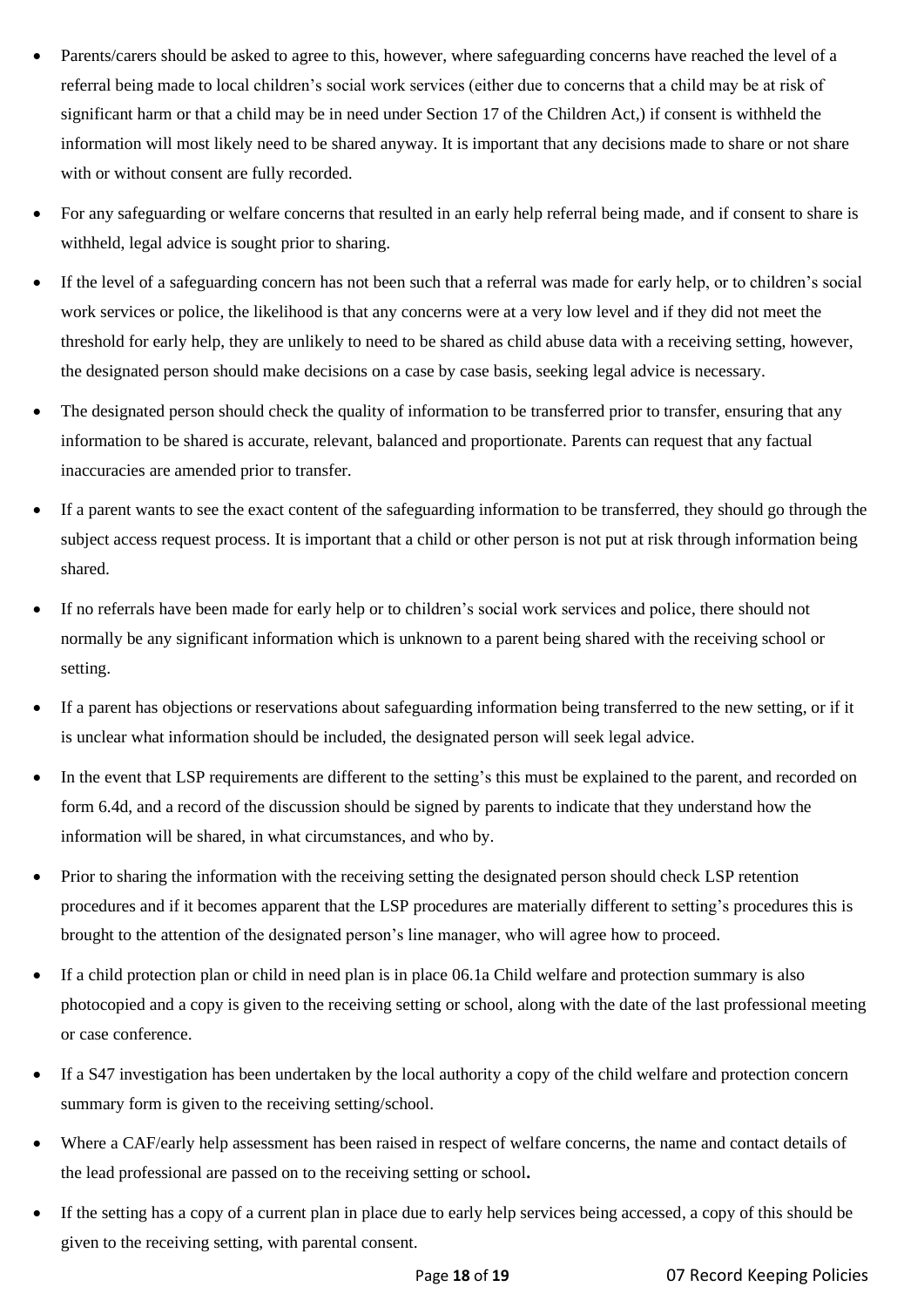- Parents/carers should be asked to agree to this, however, where safeguarding concerns have reached the level of a referral being made to local children's social work services (either due to concerns that a child may be at risk of significant harm or that a child may be in need under Section 17 of the Children Act,) if consent is withheld the information will most likely need to be shared anyway. It is important that any decisions made to share or not share with or without consent are fully recorded.
- For any safeguarding or welfare concerns that resulted in an early help referral being made, and if consent to share is withheld, legal advice is sought prior to sharing.
- If the level of a safeguarding concern has not been such that a referral was made for early help, or to children's social work services or police, the likelihood is that any concerns were at a very low level and if they did not meet the threshold for early help, they are unlikely to need to be shared as child abuse data with a receiving setting, however, the designated person should make decisions on a case by case basis, seeking legal advice is necessary.
- The designated person should check the quality of information to be transferred prior to transfer, ensuring that any information to be shared is accurate, relevant, balanced and proportionate. Parents can request that any factual inaccuracies are amended prior to transfer.
- If a parent wants to see the exact content of the safeguarding information to be transferred, they should go through the subject access request process. It is important that a child or other person is not put at risk through information being shared.
- If no referrals have been made for early help or to children's social work services and police, there should not normally be any significant information which is unknown to a parent being shared with the receiving school or setting.
- If a parent has objections or reservations about safeguarding information being transferred to the new setting, or if it is unclear what information should be included, the designated person will seek legal advice.
- In the event that LSP requirements are different to the setting's this must be explained to the parent, and recorded on form 6.4d, and a record of the discussion should be signed by parents to indicate that they understand how the information will be shared, in what circumstances, and who by.
- Prior to sharing the information with the receiving setting the designated person should check LSP retention procedures and if it becomes apparent that the LSP procedures are materially different to setting's procedures this is brought to the attention of the designated person's line manager, who will agree how to proceed.
- If a child protection plan or child in need plan is in place 06.1a Child welfare and protection summary is also photocopied and a copy is given to the receiving setting or school, along with the date of the last professional meeting or case conference.
- If a S47 investigation has been undertaken by the local authority a copy of the child welfare and protection concern summary form is given to the receiving setting/school.
- Where a CAF/early help assessment has been raised in respect of welfare concerns, the name and contact details of the lead professional are passed on to the receiving setting or school**.**
- If the setting has a copy of a current plan in place due to early help services being accessed, a copy of this should be given to the receiving setting, with parental consent.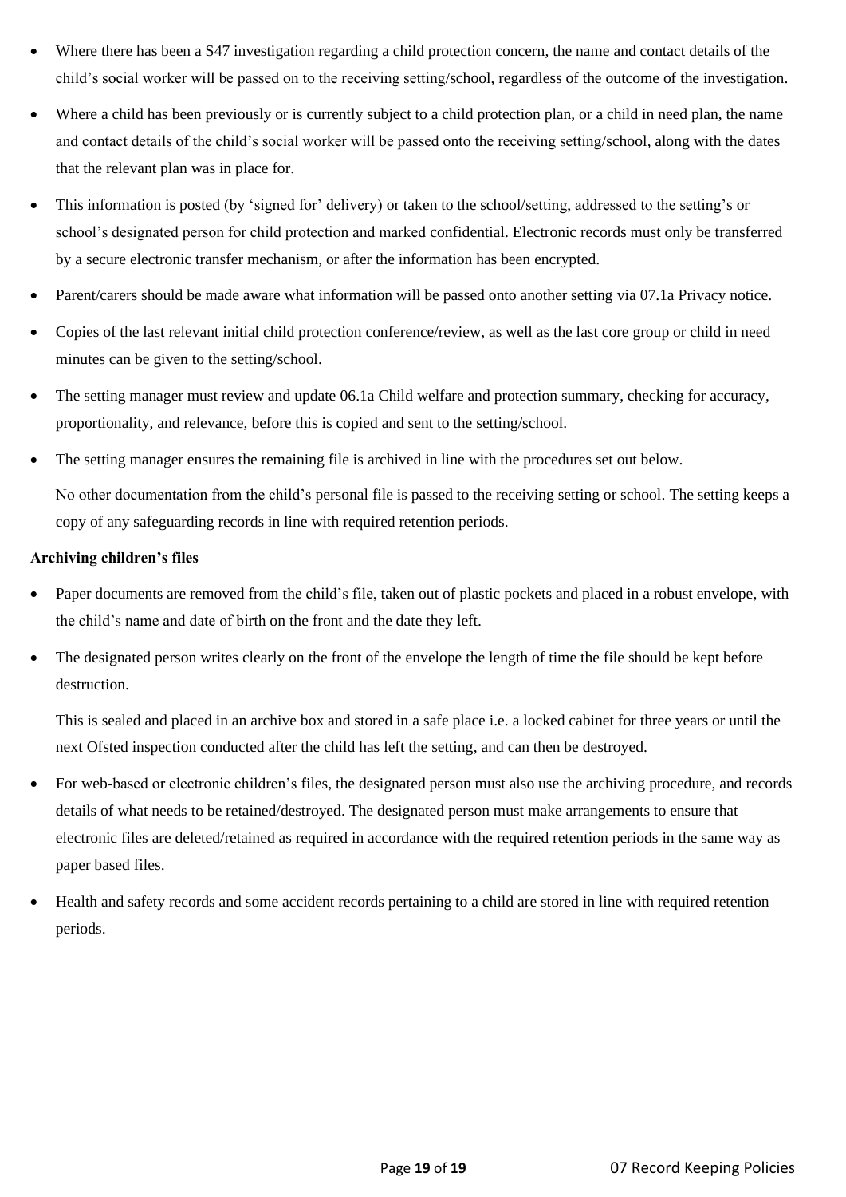- Where there has been a S47 investigation regarding a child protection concern, the name and contact details of the child's social worker will be passed on to the receiving setting/school, regardless of the outcome of the investigation.
- Where a child has been previously or is currently subject to a child protection plan, or a child in need plan, the name and contact details of the child's social worker will be passed onto the receiving setting/school, along with the dates that the relevant plan was in place for.
- This information is posted (by 'signed for' delivery) or taken to the school/setting, addressed to the setting's or school's designated person for child protection and marked confidential. Electronic records must only be transferred by a secure electronic transfer mechanism, or after the information has been encrypted.
- Parent/carers should be made aware what information will be passed onto another setting via 07.1a Privacy notice.
- Copies of the last relevant initial child protection conference/review, as well as the last core group or child in need minutes can be given to the setting/school.
- The setting manager must review and update 06.1a Child welfare and protection summary, checking for accuracy, proportionality, and relevance, before this is copied and sent to the setting/school.
- The setting manager ensures the remaining file is archived in line with the procedures set out below.

  No other documentation from the child's personal file is passed to the receiving setting or school. The setting keeps a copy of any safeguarding records in line with required retention periods.

**Archiving children's files**

- Paper documents are removed from the child's file, taken out of plastic pockets and placed in a robust envelope, with the child's name and date of birth on the front and the date they left.
- The designated person writes clearly on the front of the envelope the length of time the file should be kept before destruction.

  This is sealed and placed in an archive box and stored in a safe place i.e. a locked cabinet for three years or until the next Ofsted inspection conducted after the child has left the setting, and can then be destroyed.

- For web-based or electronic children's files, the designated person must also use the archiving procedure, and records details of what needs to be retained/destroyed. The designated person must make arrangements to ensure that electronic files are deleted/retained as required in accordance with the required retention periods in the same way as paper based files.
- Health and safety records and some accident records pertaining to a child are stored in line with required retention periods.